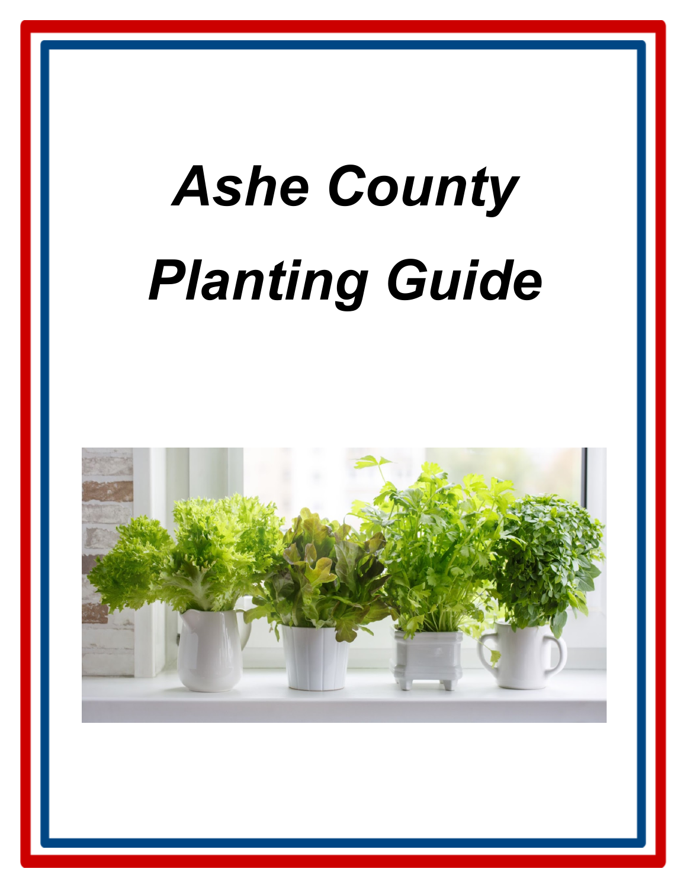# *Ashe County Planting Guide*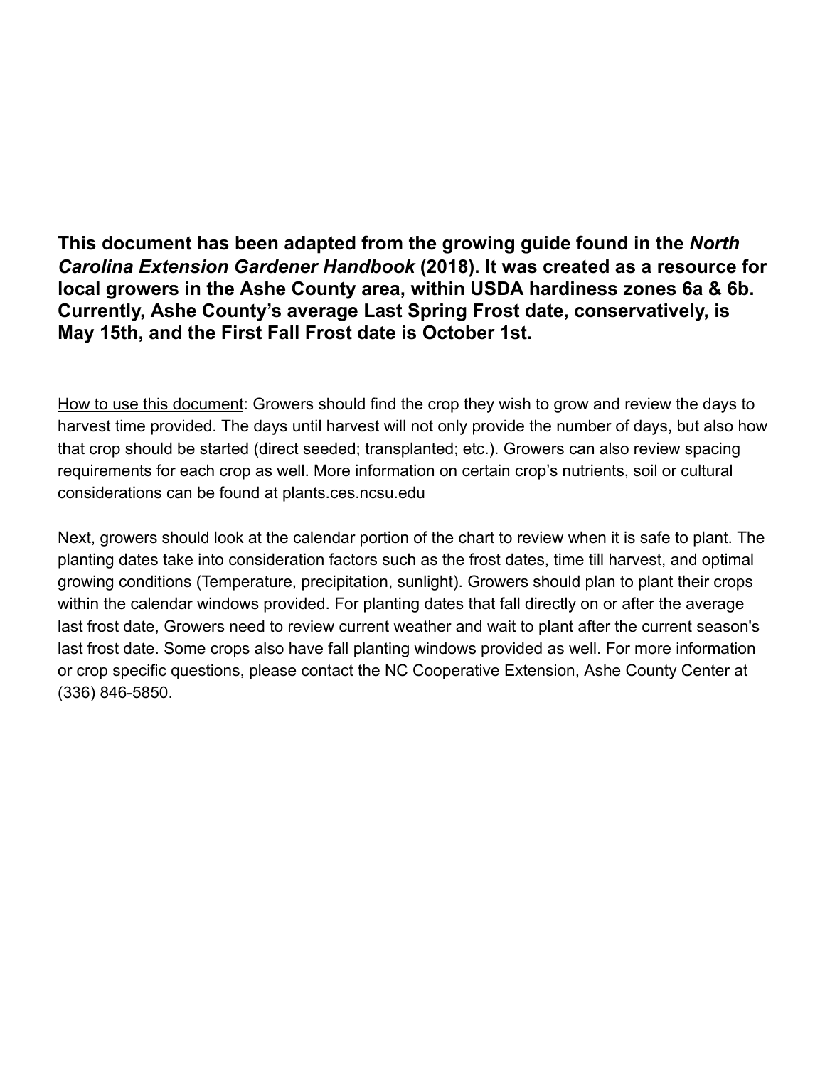**This document has been adapted from the growing guide found in the *North Carolina Extension Gardener Handbook* (2018). It was created as a resource for local growers in the Ashe County area, within USDA hardiness zones 6a & 6b. Currently, Ashe County's average Last Spring Frost date, conservatively, is May 15th, and the First Fall Frost date is October 1st.**

<u>How to use this document</u>: Growers should find the crop they wish to grow and review the days to harvest time provided. The days until harvest will not only provide the number of days, but also how that crop should be started (direct seeded; transplanted; etc.). Growers can also review spacing requirements for each crop as well. More information on certain crop's nutrients, soil or cultural considerations can be found at plants.ces.ncsu.edu

Next, growers should look at the calendar portion of the chart to review when it is safe to plant. The planting dates take into consideration factors such as the frost dates, time till harvest, and optimal growing conditions (Temperature, precipitation, sunlight). Growers should plan to plant their crops within the calendar windows provided. For planting dates that fall directly on or after the average last frost date, Growers need to review current weather and wait to plant after the current season's last frost date. Some crops also have fall planting windows provided as well. For more information or crop specific questions, please contact the NC Cooperative Extension, Ashe County Center at (336) 846-5850.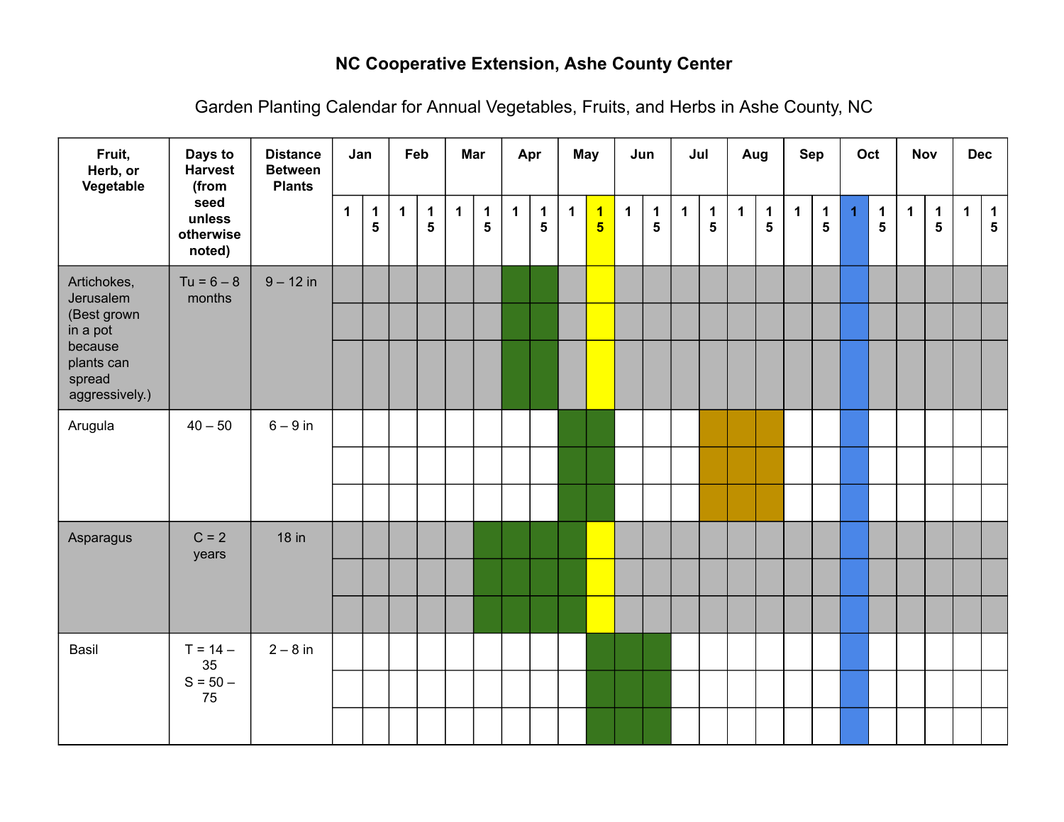**NC Cooperative Extension, Ashe County Center**

Garden Planting Calendar for Annual Vegetables, Fruits, and Herbs in Ashe County, NC

| Fruit, Herb, or Vegetable | Days to Harvest (from seed unless otherwise noted) | Distance Between Plants | Jan | | Feb | | Mar | | Apr | | May | | Jun | | Jul | | Aug | | Sep | | Oct | | Nov | | Dec | |
|---|---|---|---|---|---|---|---|---|---|---|---|---|---|---|---|---|---|---|---|---|---|---|---|---|---|---|
| | | | 1 | 15 | 1 | 15 | 1 | 15 | 1 | 15 | 1 | 15 | 1 | 15 | 1 | 15 | 1 | 15 | 1 | 15 | 1 | 15 | 1 | 15 | 1 | 15 |
| Artichokes, Jerusalem (Best grown in a pot because plants can spread aggressively.) | Tu = 6 – 8 months | 9 – 12 in | | | | | | | | | | | | | | | | | | | | | | | | |
| Arugula | 40 – 50 | 6 – 9 in | | | | | | | | | | | | | | | | | | | | | | | | |
| Asparagus | C = 2 years | 18 in | | | | | | | | | | | | | | | | | | | | | | | | |
| Basil | T = 14 – 35<br>S = 50 – 75 | 2 – 8 in | | | | | | | | | | | | | | | | | | | | | | | | |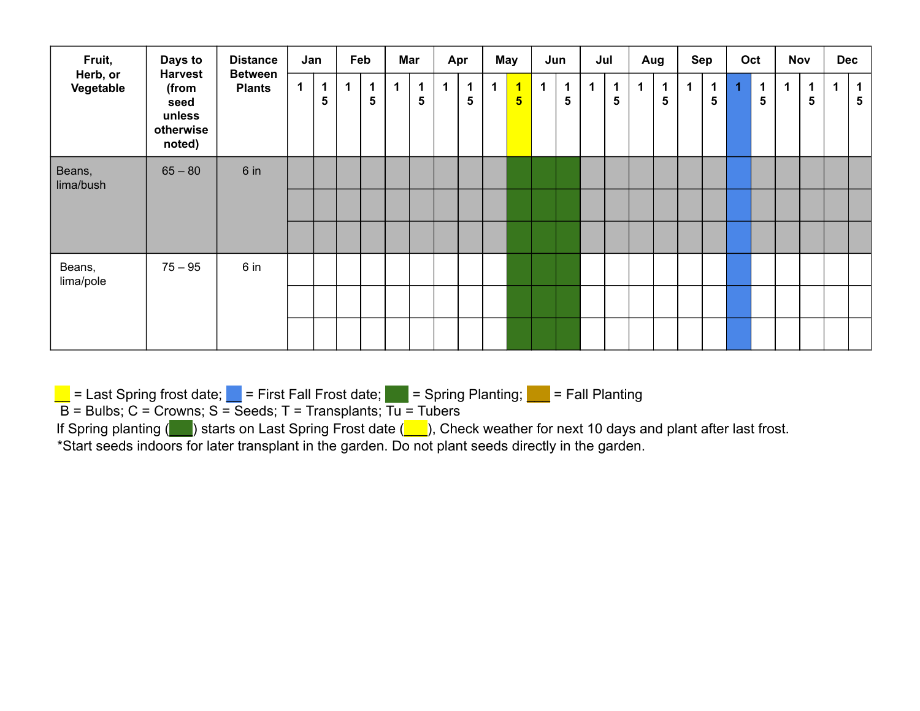| Fruit, Herb, or Vegetable | Days to Harvest (from seed unless otherwise noted) | Distance Between Plants | Jan 1 | Jan 15 | Feb 1 | Feb 15 | Mar 1 | Mar 15 | Apr 1 | Apr 15 | May 1 | May 15 | Jun 1 | Jun 15 | Jul 1 | Jul 15 | Aug 1 | Aug 15 | Sep 1 | Sep 15 | Oct 1 | Oct 15 | Nov 1 | Nov 15 | Dec 1 | Dec 15 |
|---|---|---|---|---|---|---|---|---|---|---|---|---|---|---|---|---|---|---|---|---|---|---|---|---|---|---|
| Beans, lima/bush | 65 – 80 | 6 in | | | | | | | | | | Spring Planting | Spring Planting | Spring Planting | | | | | | | | | | | | |
| Beans, lima/pole | 75 – 95 | 6 in | | | | | | | | | | Spring Planting | Spring Planting | Spring Planting | | | | | | | | | | | | |

Yellow = Last Spring frost date (May 15); Blue = First Fall Frost date (Oct 1); Green = Spring Planting; Gold = Fall Planting

B = Bulbs; C = Crowns; S = Seeds; T = Transplants; Tu = Tubers

If Spring planting (green) starts on Last Spring Frost date (yellow), Check weather for next 10 days and plant after last frost.

*Start seeds indoors for later transplant in the garden. Do not plant seeds directly in the garden.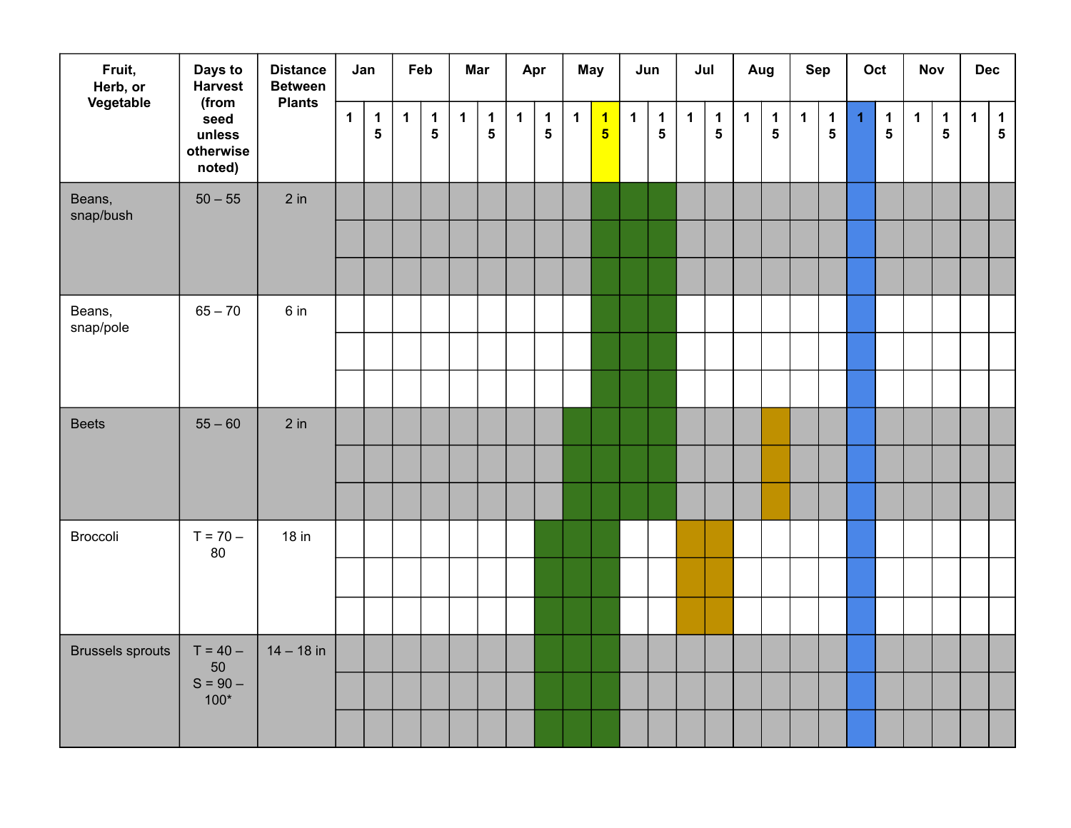| Fruit, Herb, or Vegetable | Days to Harvest (from seed unless otherwise noted) | Distance Between Plants | Jan | | Feb | | Mar | | Apr | | May | | Jun | | Jul | | Aug | | Sep | | Oct | | Nov | | Dec | |
|---|---|---|---|---|---|---|---|---|---|---|---|---|---|---|---|---|---|---|---|---|---|---|---|---|---|---|
| | | | 1 | 15 | 1 | 15 | 1 | 15 | 1 | 15 | 1 | 15 | 1 | 15 | 1 | 15 | 1 | 15 | 1 | 15 | 1 | 15 | 1 | 15 | 1 | 15 |
| Beans, snap/bush | 50 – 55 | 2 in | | | | | | | | | | | | | | | | | | | | | | | | |
| Beans, snap/pole | 65 – 70 | 6 in | | | | | | | | | | | | | | | | | | | | | | | | |
| Beets | 55 – 60 | 2 in | | | | | | | | | | | | | | | | | | | | | | | | |
| Broccoli | T = 70 – 80 | 18 in | | | | | | | | | | | | | | | | | | | | | | | | |
| Brussels sprouts | T = 40 – 50<br>S = 90 – 100* | 14 – 18 in | | | | | | | | | | | | | | | | | | | | | | | | |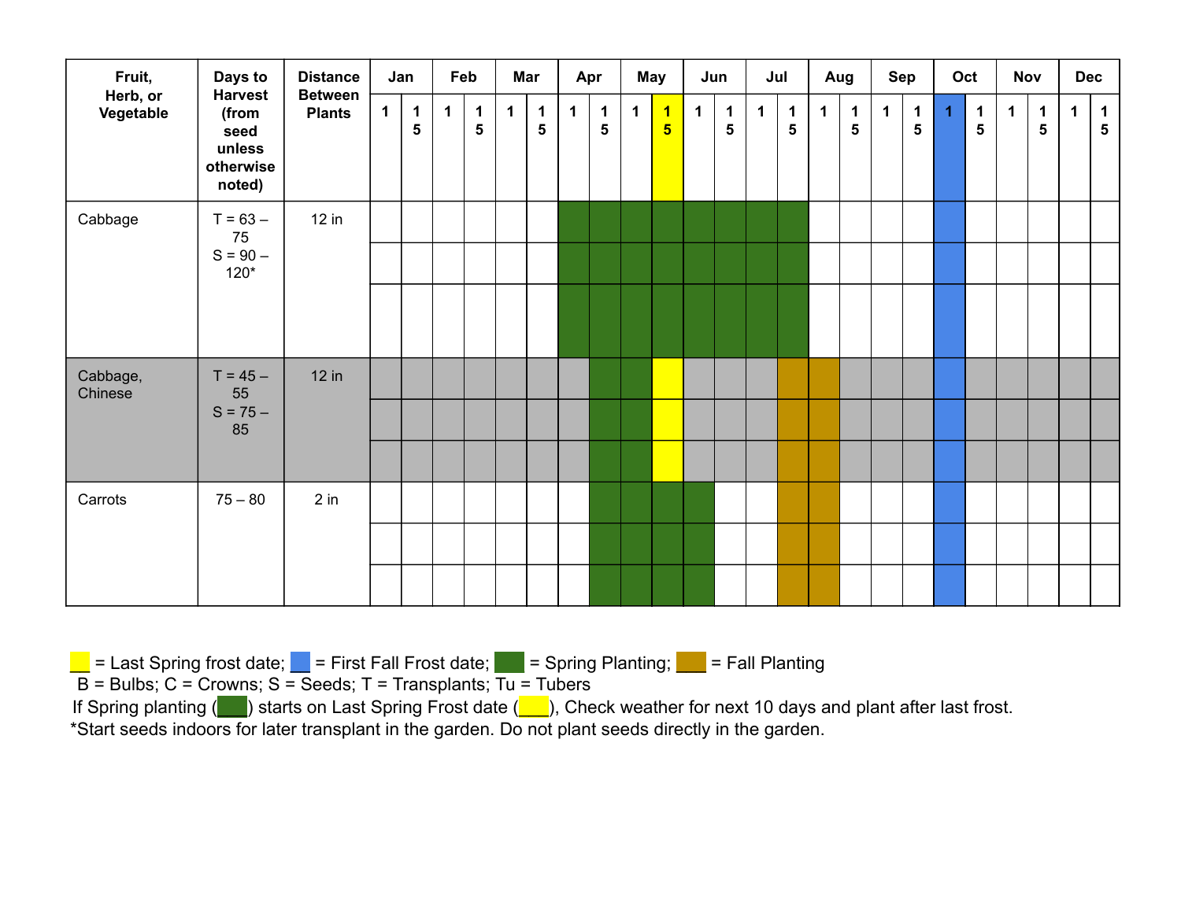| Fruit, Herb, or Vegetable | Days to Harvest (from seed unless otherwise noted) | Distance Between Plants | Jan 1 | Jan 15 | Feb 1 | Feb 15 | Mar 1 | Mar 15 | Apr 1 | Apr 15 | May 1 | May 15 | Jun 1 | Jun 15 | Jul 1 | Jul 15 | Aug 1 | Aug 15 | Sep 1 | Sep 15 | Oct 1 | Oct 15 | Nov 1 | Nov 15 | Dec 1 | Dec 15 |
|---|---|---|---|---|---|---|---|---|---|---|---|---|---|---|---|---|---|---|---|---|---|---|---|---|---|---|
| Cabbage | T = 63 – 75<br>S = 90 – 120* | 12 in | | | | | | | Spring Planting | Spring Planting | Spring Planting | Spring Planting | Spring Planting | Spring Planting | Spring Planting | Spring Planting | | | | | First Fall Frost | | | | | |
| Cabbage, Chinese | T = 45 – 55<br>S = 75 – 85 | 12 in | | | | | | | | Spring Planting | Spring Planting | Last Spring Frost | | | | Fall Planting | Fall Planting | | | | First Fall Frost | | | | | |
| Carrots | 75 – 80 | 2 in | | | | | | | | Spring Planting | Spring Planting | Spring Planting | Spring Planting | | | Fall Planting | Fall Planting | | | | First Fall Frost | | | | | |

= Last Spring frost date; = First Fall Frost date; = Spring Planting; = Fall Planting

B = Bulbs; C = Crowns; S = Seeds; T = Transplants; Tu = Tubers

If Spring planting ( ) starts on Last Spring Frost date ( ), Check weather for next 10 days and plant after last frost.

*Start seeds indoors for later transplant in the garden. Do not plant seeds directly in the garden.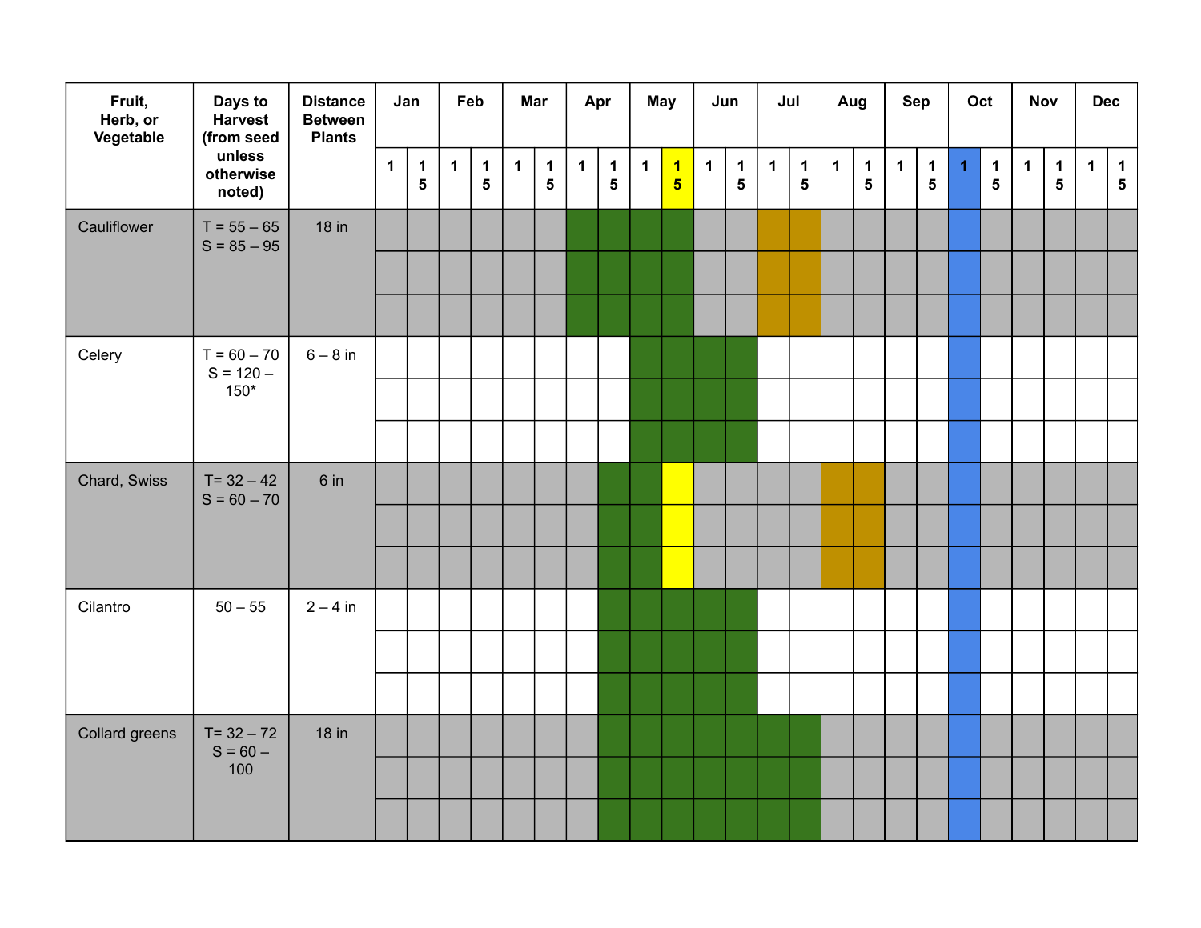| Fruit, Herb, or Vegetable | Days to Harvest (from seed unless otherwise noted) | Distance Between Plants | Jan | | Feb | | Mar | | Apr | | May | | Jun | | Jul | | Aug | | Sep | | Oct | | Nov | | Dec | |
|---|---|---|---|---|---|---|---|---|---|---|---|---|---|---|---|---|---|---|---|---|---|---|---|---|---|---|
| | | | 1 | 15 | 1 | 15 | 1 | 15 | 1 | 15 | 1 | 15 | 1 | 15 | 1 | 15 | 1 | 15 | 1 | 15 | 1 | 15 | 1 | 15 | 1 | 15 |
| Cauliflower | T = 55 – 65<br>S = 85 – 95 | 18 in | | | | | | | | | | | | | | | | | | | | | | | | | | |
| Celery | T = 60 – 70<br>S = 120 – 150* | 6 – 8 in | | | | | | | | | | | | | | | | | | | | | | | | | | |
| Chard, Swiss | T= 32 – 42<br>S = 60 – 70 | 6 in | | | | | | | | | | | | | | | | | | | | | | | | | | |
| Cilantro | 50 – 55 | 2 – 4 in | | | | | | | | | | | | | | | | | | | | | | | | | | |
| Collard greens | T= 32 – 72<br>S = 60 – 100 | 18 in | | | | | | | | | | | | | | | | | | | | | | | | | | |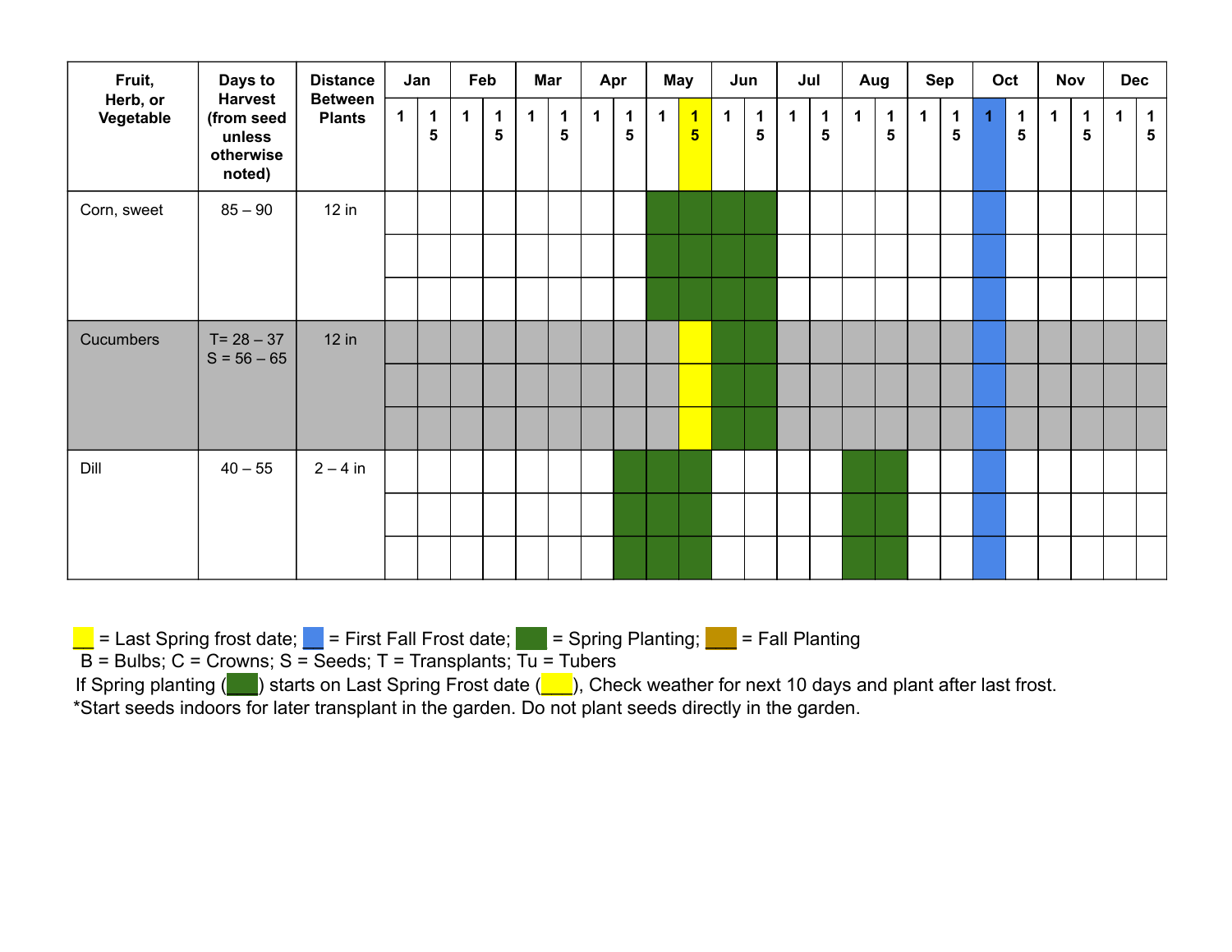| Fruit, Herb, or Vegetable | Days to Harvest (from seed unless otherwise noted) | Distance Between Plants | Jan | | Feb | | Mar | | Apr | | May | | Jun | | Jul | | Aug | | Sep | | Oct | | Nov | | Dec | |
|---|---|---|---|---|---|---|---|---|---|---|---|---|---|---|---|---|---|---|---|---|---|---|---|---|---|---|
| | | | 1 | 15 | 1 | 15 | 1 | 15 | 1 | 15 | 1 | 15 (Last Spring frost date) | 1 | 15 | 1 | 15 | 1 | 15 | 1 | 15 | 1 (First Fall Frost date) | 15 | 1 | 15 | 1 | 15 |
| Corn, sweet | 85 – 90 | 12 in | | | | | | | | | Spring Planting | Spring Planting | Spring Planting | Spring Planting | | | | | | | First Fall Frost date | | | | | |
| Cucumbers | T= 28 – 37<br>S = 56 – 65 | 12 in | | | | | | | | | | Last Spring frost date | Spring Planting | Spring Planting | | | | | | | First Fall Frost date | | | | | |
| Dill | 40 – 55 | 2 – 4 in | | | | | | | | Spring Planting | Spring Planting | Spring Planting | | | | | Spring Planting | Spring Planting | | | First Fall Frost date | | | | | |

Yellow = Last Spring frost date; Blue = First Fall Frost date; Green = Spring Planting; Brown = Fall Planting

B = Bulbs; C = Crowns; S = Seeds; T = Transplants; Tu = Tubers

If Spring planting (green) starts on Last Spring Frost date (yellow), Check weather for next 10 days and plant after last frost.

*Start seeds indoors for later transplant in the garden. Do not plant seeds directly in the garden.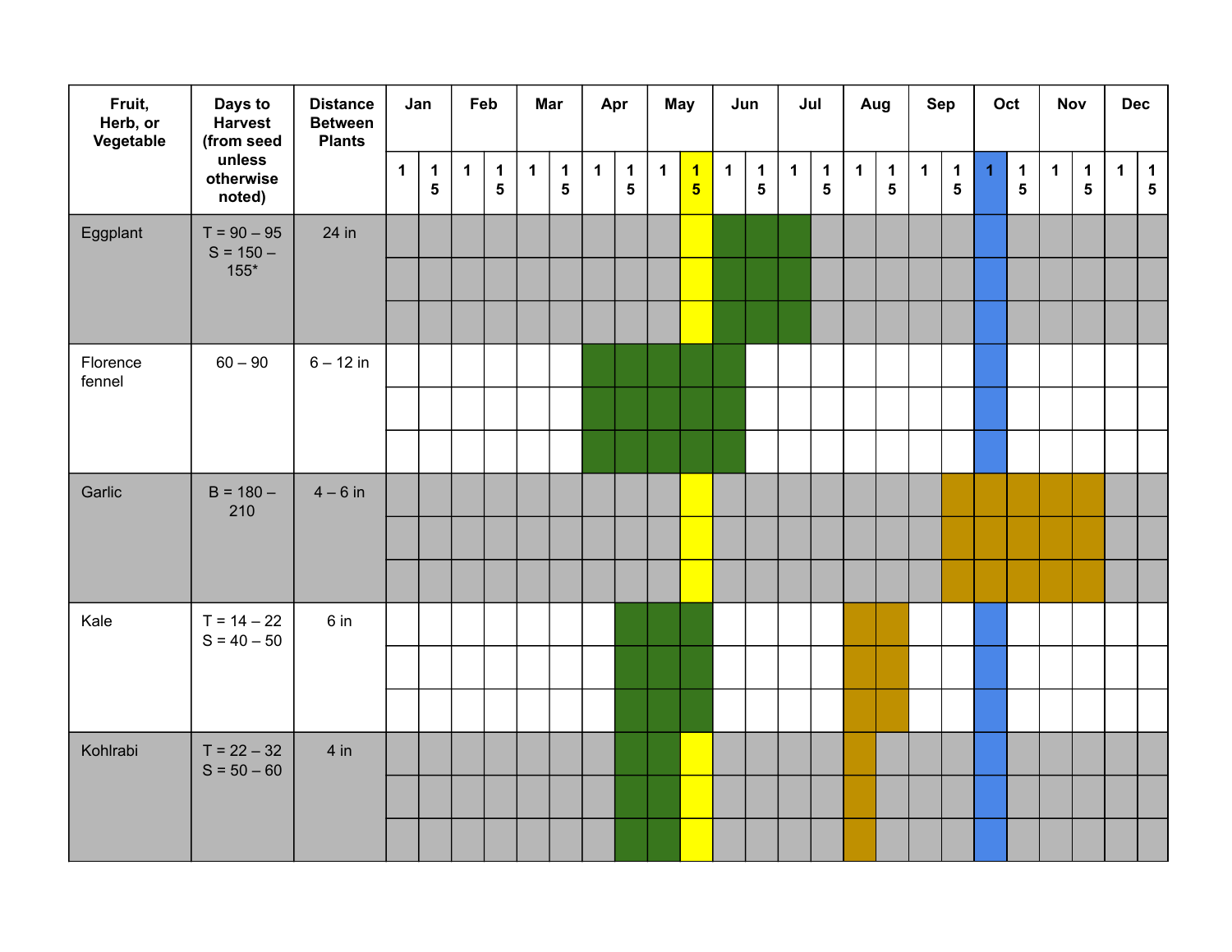| Fruit, Herb, or Vegetable | Days to Harvest (from seed unless otherwise noted) | Distance Between Plants | Jan | | Feb | | Mar | | Apr | | May | | Jun | | Jul | | Aug | | Sep | | Oct | | Nov | | Dec | |
|---|---|---|---|---|---|---|---|---|---|---|---|---|---|---|---|---|---|---|---|---|---|---|---|---|---|---|
| | | | 1 | 15 | 1 | 15 | 1 | 15 | 1 | 15 | 1 | 15 | 1 | 15 | 1 | 15 | 1 | 15 | 1 | 15 | 1 | 15 | 1 | 15 | 1 | 15 |
| Eggplant | T = 90 – 95<br>S = 150 – 155* | 24 in | | | | | | | | | | | | | | | | | | | | | | | | |
| Florence fennel | 60 – 90 | 6 – 12 in | | | | | | | | | | | | | | | | | | | | | | | | |
| Garlic | B = 180 – 210 | 4 – 6 in | | | | | | | | | | | | | | | | | | | | | | | | |
| Kale | T = 14 – 22<br>S = 40 – 50 | 6 in | | | | | | | | | | | | | | | | | | | | | | | | |
| Kohlrabi | T = 22 – 32<br>S = 50 – 60 | 4 in | | | | | | | | | | | | | | | | | | | | | | | | |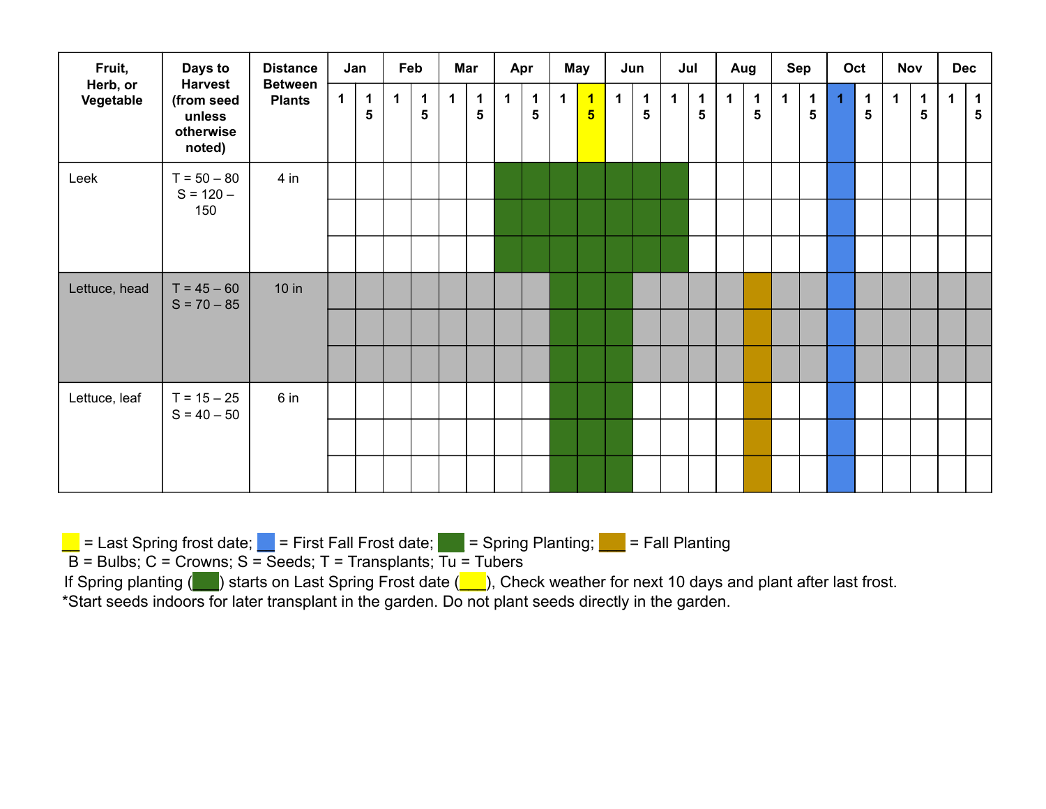| Fruit, Herb, or Vegetable | Days to Harvest (from seed unless otherwise noted) | Distance Between Plants | Jan | | Feb | | Mar | | Apr | | May | | Jun | | Jul | | Aug | | Sep | | Oct | | Nov | | Dec | |
|---|---|---|---|---|---|---|---|---|---|---|---|---|---|---|---|---|---|---|---|---|---|---|---|---|---|---|
| | | | 1 | 15 | 1 | 15 | 1 | 15 | 1 | 15 | 1 | 15 (Last Spring Frost) | 1 | 15 | 1 | 15 | 1 | 15 | 1 | 15 | 1 (First Fall Frost) | 15 | 1 | 15 | 1 | 15 |
| Leek | T = 50 – 80<br>S = 120 – 150 | 4 in | | | | | | | Spring Planting | Spring Planting | Spring Planting | Spring Planting | Spring Planting | Spring Planting | Spring Planting | | | | | | First Fall Frost | | | | | |
| Lettuce, head | T = 45 – 60<br>S = 70 – 85 | 10 in | | | | | | | | | Spring Planting | Spring Planting | Spring Planting | | | | | Fall Planting | | | First Fall Frost | | | | | |
| Lettuce, leaf | T = 15 – 25<br>S = 40 – 50 | 6 in | | | | | | | | | Spring Planting | Spring Planting | Spring Planting | | | | | Fall Planting | | | First Fall Frost | | | | | |

___ = Last Spring frost date; ___ = First Fall Frost date; ___ = Spring Planting; ___ = Fall Planting

B = Bulbs; C = Crowns; S = Seeds; T = Transplants; Tu = Tubers

If Spring planting (___) starts on Last Spring Frost date (___), Check weather for next 10 days and plant after last frost.

*Start seeds indoors for later transplant in the garden. Do not plant seeds directly in the garden.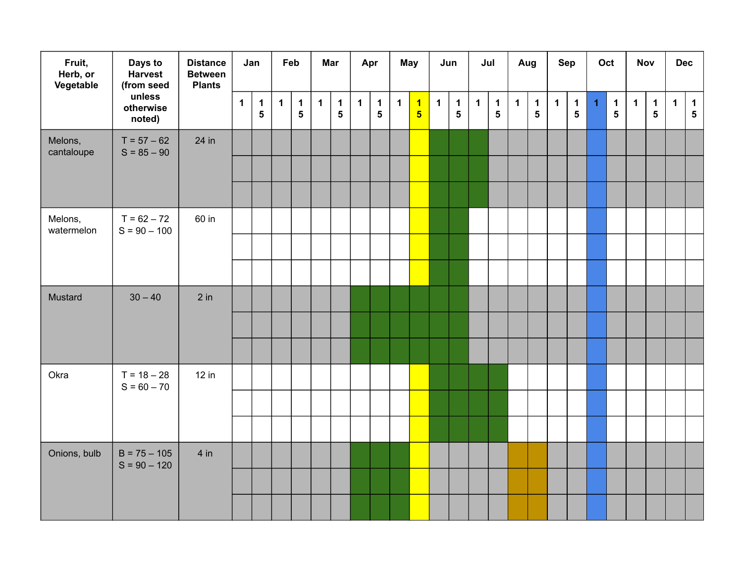| Fruit, Herb, or Vegetable | Days to Harvest (from seed unless otherwise noted) | Distance Between Plants | Jan | | Feb | | Mar | | Apr | | May | | Jun | | Jul | | Aug | | Sep | | Oct | | Nov | | Dec | |
|---|---|---|---|---|---|---|---|---|---|---|---|---|---|---|---|---|---|---|---|---|---|---|---|---|---|---|
| | | | 1 | 15 | 1 | 15 | 1 | 15 | 1 | 15 | 1 | 15 | 1 | 15 | 1 | 15 | 1 | 15 | 1 | 15 | 1 | 15 | 1 | 15 | 1 | 15 |
| Melons, cantaloupe | T = 57 – 62<br>S = 85 – 90 | 24 in | | | | | | | | | | | | | | | | | | | | | | | | | | |
| Melons, watermelon | T = 62 – 72<br>S = 90 – 100 | 60 in | | | | | | | | | | | | | | | | | | | | | | | | | | |
| Mustard | 30 – 40 | 2 in | | | | | | | | | | | | | | | | | | | | | | | | | | |
| Okra | T = 18 – 28<br>S = 60 – 70 | 12 in | | | | | | | | | | | | | | | | | | | | | | | | | | |
| Onions, bulb | B = 75 – 105<br>S = 90 – 120 | 4 in | | | | | | | | | | | | | | | | | | | | | | | | | | |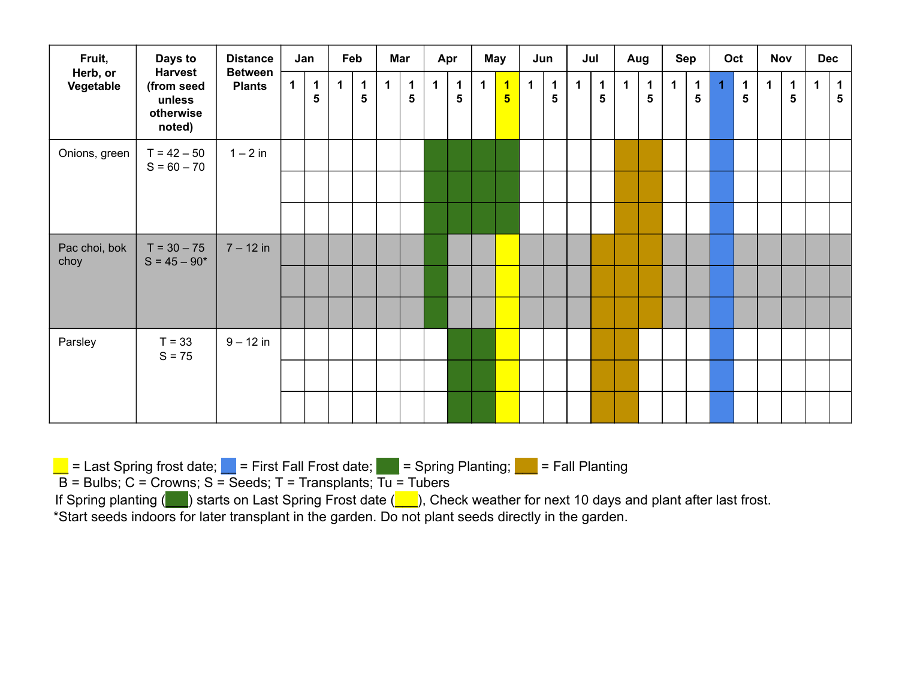| Fruit, Herb, or Vegetable | Days to Harvest (from seed unless otherwise noted) | Distance Between Plants | Jan | | Feb | | Mar | | Apr | | May | | Jun | | Jul | | Aug | | Sep | | Oct | | Nov | | Dec | |
|---|---|---|---|---|---|---|---|---|---|---|---|---|---|---|---|---|---|---|---|---|---|---|---|---|---|---|
| | | | 1 | 15 | 1 | 15 | 1 | 15 | 1 | 15 | 1 | 15 | 1 | 15 | 1 | 15 | 1 | 15 | 1 | 15 | 1 | 15 | 1 | 15 | 1 | 15 |
| Onions, green | T = 42 – 50<br>S = 60 – 70 | 1 – 2 in | | | | | | | Spring Planting | Spring Planting | Spring Planting | Spring Planting | | | | | Fall Planting | Fall Planting | | | First Fall Frost | | | | | |
| Pac choi, bok choy | T = 30 – 75<br>S = 45 – 90* | 7 – 12 in | | | | | | | Spring Planting | | | Last Spring Frost | | | | Fall Planting | Fall Planting | Fall Planting | | | First Fall Frost | | | | | |
| Parsley | T = 33<br>S = 75 | 9 – 12 in | | | | | | | | Spring Planting | Spring Planting | Last Spring Frost | | | | Fall Planting | Fall Planting | | | | First Fall Frost | | | | | |

___ = Last Spring frost date; ___ = First Fall Frost date; ___ = Spring Planting; ___ = Fall Planting
B = Bulbs; C = Crowns; S = Seeds; T = Transplants; Tu = Tubers
If Spring planting (___) starts on Last Spring Frost date (___), Check weather for next 10 days and plant after last frost.
*Start seeds indoors for later transplant in the garden. Do not plant seeds directly in the garden.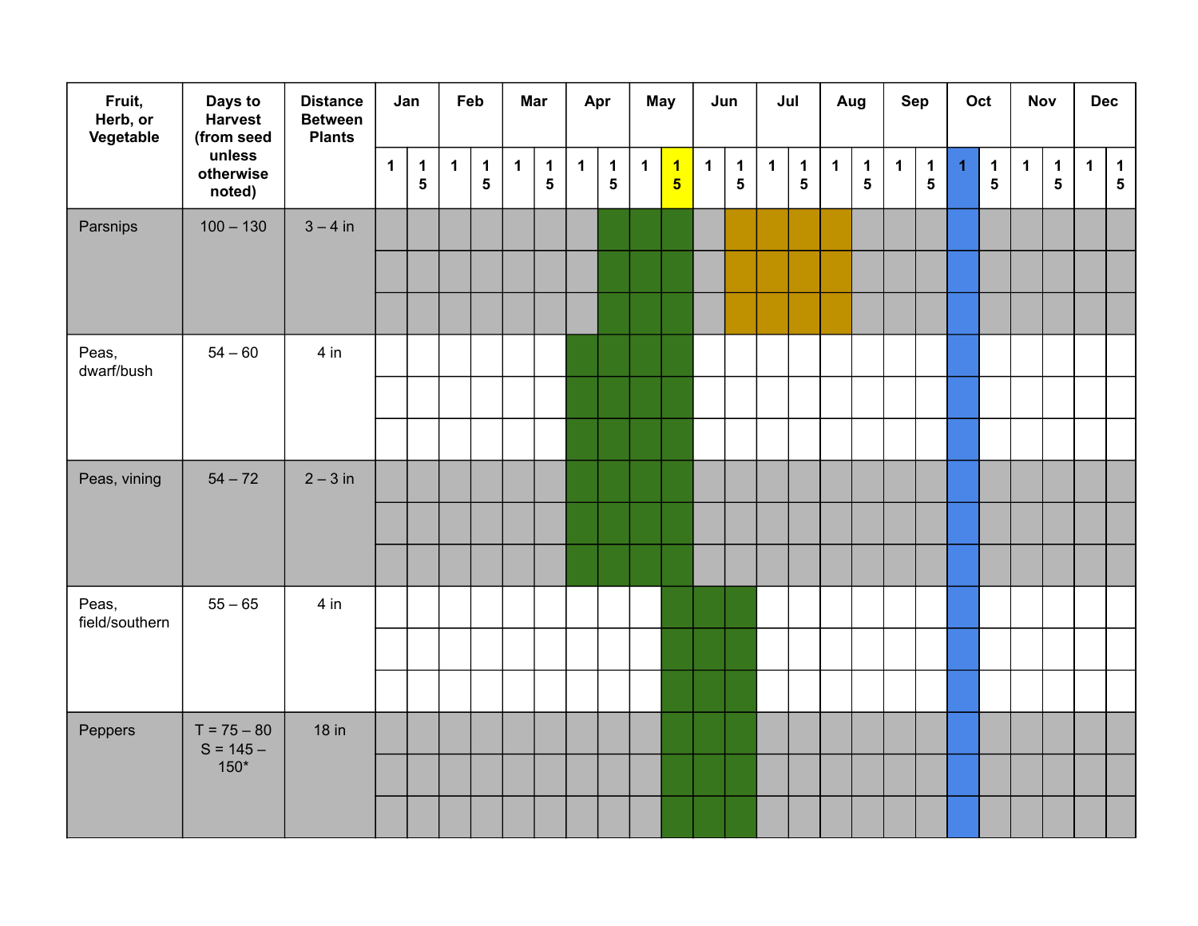| Fruit, Herb, or Vegetable | Days to Harvest (from seed unless otherwise noted) | Distance Between Plants | Jan | | Feb | | Mar | | Apr | | May | | Jun | | Jul | | Aug | | Sep | | Oct | | Nov | | Dec | |
|---|---|---|---|---|---|---|---|---|---|---|---|---|---|---|---|---|---|---|---|---|---|---|---|---|---|---|
| | | | 1 | 15 | 1 | 15 | 1 | 15 | 1 | 15 | 1 | 15 | 1 | 15 | 1 | 15 | 1 | 15 | 1 | 15 | 1 | 15 | 1 | 15 | 1 | 15 |
| Parsnips | 100 – 130 | 3 – 4 in | | | | | | | | | | | | | | | | | | | | | | | | |
| Peas, dwarf/bush | 54 – 60 | 4 in | | | | | | | | | | | | | | | | | | | | | | | | |
| Peas, vining | 54 – 72 | 2 – 3 in | | | | | | | | | | | | | | | | | | | | | | | | |
| Peas, field/southern | 55 – 65 | 4 in | | | | | | | | | | | | | | | | | | | | | | | | |
| Peppers | T = 75 – 80<br>S = 145 – 150* | 18 in | | | | | | | | | | | | | | | | | | | | | | | | |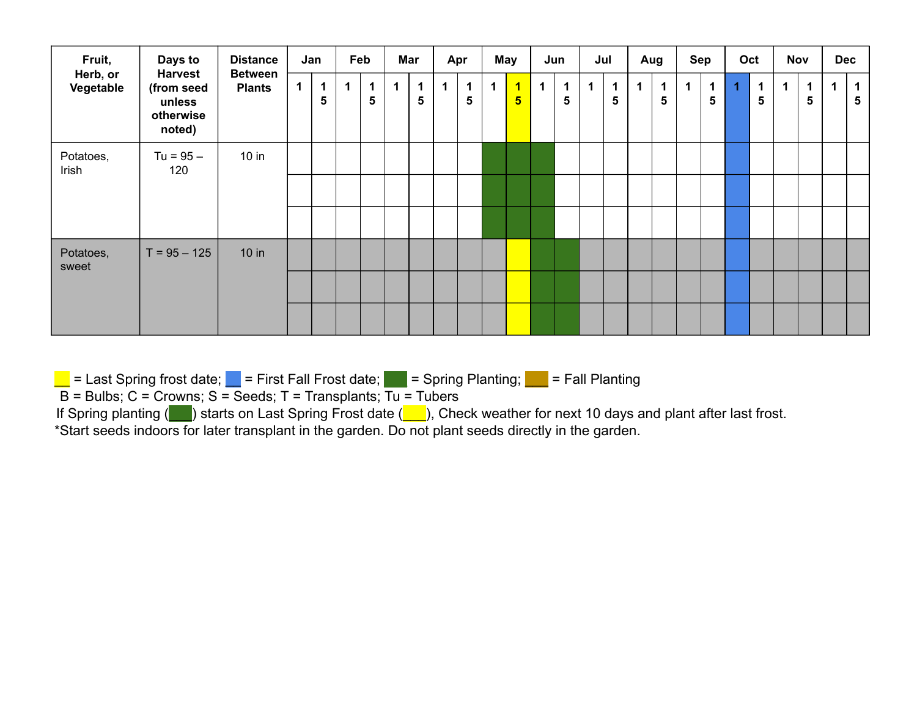| Fruit, Herb, or Vegetable | Days to Harvest (from seed unless otherwise noted) | Distance Between Plants | Jan | | Feb | | Mar | | Apr | | May | | Jun | | Jul | | Aug | | Sep | | Oct | | Nov | | Dec | |
|---|---|---|---|---|---|---|---|---|---|---|---|---|---|---|---|---|---|---|---|---|---|---|---|---|---|---|
| | | | 1 | 15 | 1 | 15 | 1 | 15 | 1 | 15 | 1 | 15 | 1 | 15 | 1 | 15 | 1 | 15 | 1 | 15 | 1 | 15 | 1 | 15 | 1 | 15 |
| Potatoes, Irish | Tu = 95 – 120 | 10 in | | | | | | | | | Spring Planting | Spring Planting | Spring Planting | | | | | | | | First Fall Frost | | | | | |
| Potatoes, sweet | T = 95 – 125 | 10 in | | | | | | | | | | Last Spring Frost | Spring Planting | Spring Planting | | | | | | | First Fall Frost | | | | | |

Legend: Yellow = Last Spring frost date; Blue = First Fall Frost date; Dark green = Spring Planting; Gold = Fall Planting

B = Bulbs; C = Crowns; S = Seeds; T = Transplants; Tu = Tubers

If Spring planting (dark green) starts on Last Spring Frost date (yellow), Check weather for next 10 days and plant after last frost.

*Start seeds indoors for later transplant in the garden. Do not plant seeds directly in the garden.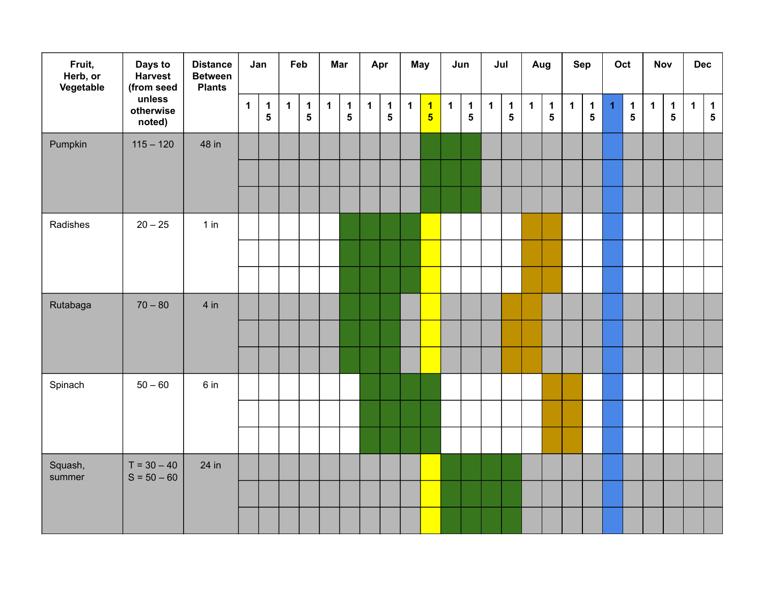| Fruit, Herb, or Vegetable | Days to Harvest (from seed unless otherwise noted) | Distance Between Plants | Jan | | Feb | | Mar | | Apr | | May | | Jun | | Jul | | Aug | | Sep | | Oct | | Nov | | Dec | |
|---|---|---|---|---|---|---|---|---|---|---|---|---|---|---|---|---|---|---|---|---|---|---|---|---|---|---|
| | | | 1 | 15 | 1 | 15 | 1 | 15 | 1 | 15 | 1 | 15 | 1 | 15 | 1 | 15 | 1 | 15 | 1 | 15 | 1 | 15 | 1 | 15 | 1 | 15 |
| Pumpkin | 115 – 120 | 48 in | | | | | | | | | | | | | | | | | | | | | | | | |
| Radishes | 20 – 25 | 1 in | | | | | | | | | | | | | | | | | | | | | | | | |
| Rutabaga | 70 – 80 | 4 in | | | | | | | | | | | | | | | | | | | | | | | | |
| Spinach | 50 – 60 | 6 in | | | | | | | | | | | | | | | | | | | | | | | | |
| Squash, summer | T = 30 – 40<br>S = 50 – 60 | 24 in | | | | | | | | | | | | | | | | | | | | | | | | |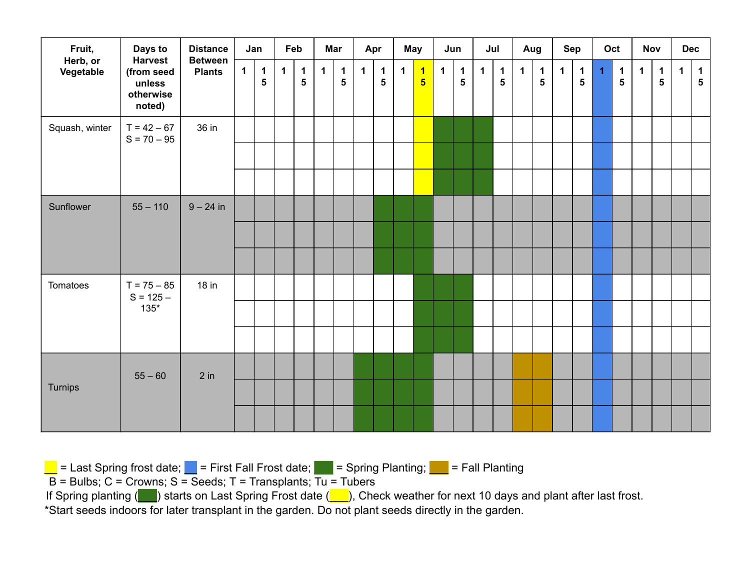| Fruit, Herb, or Vegetable | Days to Harvest (from seed unless otherwise noted) | Distance Between Plants | Jan | | Feb | | Mar | | Apr | | May | | Jun | | Jul | | Aug | | Sep | | Oct | | Nov | | Dec | |
|---|---|---|---|---|---|---|---|---|---|---|---|---|---|---|---|---|---|---|---|---|---|---|---|---|---|---|
| | | | 1 | 15 | 1 | 15 | 1 | 15 | 1 | 15 | 1 | 15 | 1 | 15 | 1 | 15 | 1 | 15 | 1 | 15 | 1 | 15 | 1 | 15 | 1 | 15 |
| Squash, winter | T = 42 – 67<br>S = 70 – 95 | 36 in | | | | | | | | | | Yellow | Green | Green | Green | | | | | | Blue | | | | | |
| Sunflower | 55 – 110 | 9 – 24 in | | | | | | | | Green | Green | Green | | | | | | | | | Blue | | | | | |
| Tomatoes | T = 75 – 85<br>S = 125 – 135* | 18 in | | | | | | | | | | Green | Green | Green | | | | | | | Blue | | | | | |
| Turnips | 55 – 60 | 2 in | | | | | | | Green | Green | Green | Green | | | | | Gold | Gold | | | Blue | | | | | |

Yellow = Last Spring frost date; Blue = First Fall Frost date; Green = Spring Planting; Gold = Fall Planting

B = Bulbs; C = Crowns; S = Seeds; T = Transplants; Tu = Tubers

If Spring planting (Green) starts on Last Spring Frost date (Yellow), Check weather for next 10 days and plant after last frost.

*Start seeds indoors for later transplant in the garden. Do not plant seeds directly in the garden.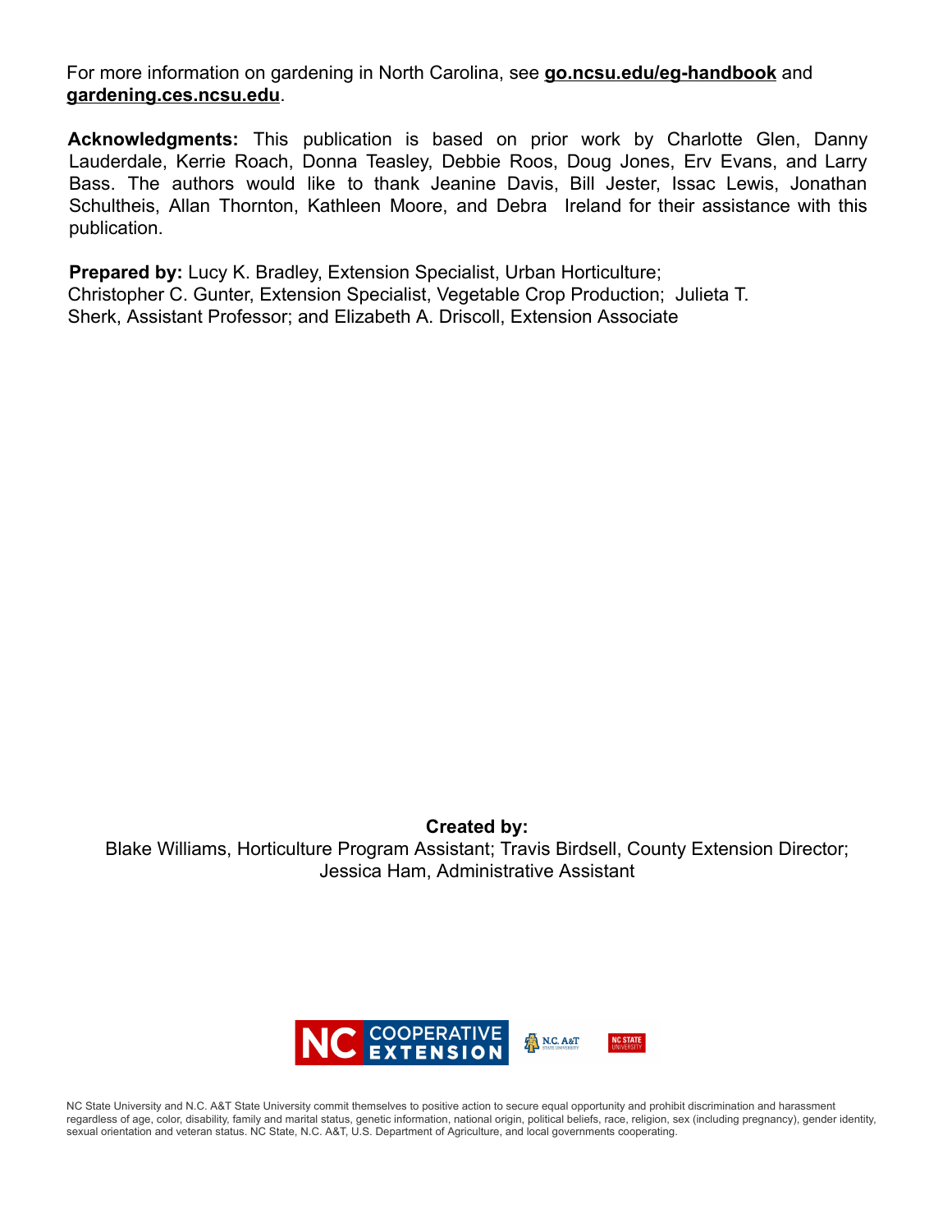For more information on gardening in North Carolina, see **go.ncsu.edu/eg-handbook** and **gardening.ces.ncsu.edu**.

**Acknowledgments:** This publication is based on prior work by Charlotte Glen, Danny Lauderdale, Kerrie Roach, Donna Teasley, Debbie Roos, Doug Jones, Erv Evans, and Larry Bass. The authors would like to thank Jeanine Davis, Bill Jester, Issac Lewis, Jonathan Schultheis, Allan Thornton, Kathleen Moore, and Debra Ireland for their assistance with this publication.

**Prepared by:** Lucy K. Bradley, Extension Specialist, Urban Horticulture; Christopher C. Gunter, Extension Specialist, Vegetable Crop Production; Julieta T. Sherk, Assistant Professor; and Elizabeth A. Driscoll, Extension Associate

**Created by:**

Blake Williams, Horticulture Program Assistant; Travis Birdsell, County Extension Director; Jessica Ham, Administrative Assistant

NC COOPERATIVE EXTENSION

N.C. A&T STATE UNIVERSITY

NC STATE UNIVERSITY

NC State University and N.C. A&T State University commit themselves to positive action to secure equal opportunity and prohibit discrimination and harassment regardless of age, color, disability, family and marital status, genetic information, national origin, political beliefs, race, religion, sex (including pregnancy), gender identity, sexual orientation and veteran status. NC State, N.C. A&T, U.S. Department of Agriculture, and local governments cooperating.